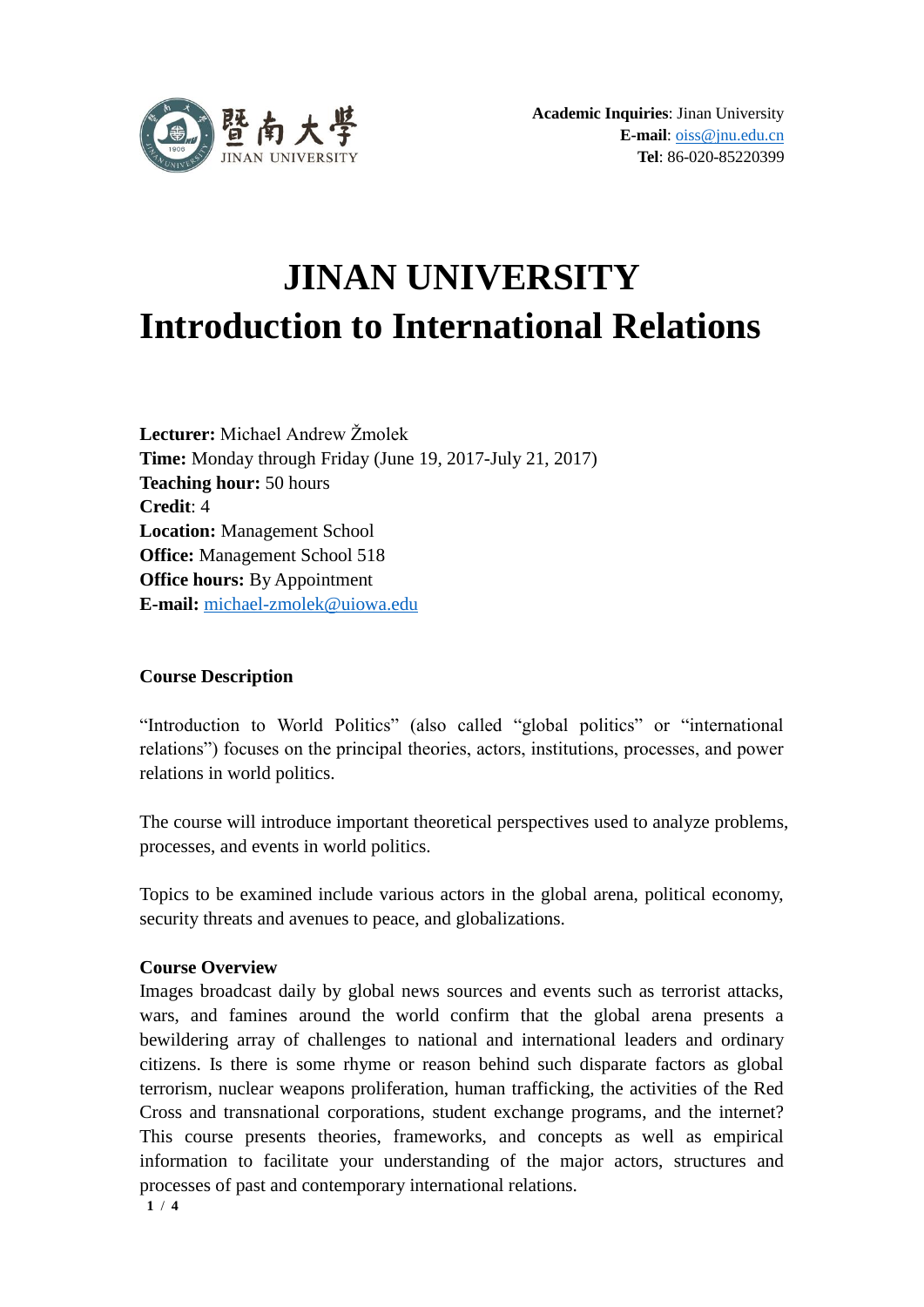**Academic Inquiries**: Jinan University
**E-mail**: oiss@jnu.edu.cn
**Tel**: 86-020-85220399

# JINAN UNIVERSITY
# Introduction to International Relations

**Lecturer:** Michael Andrew Žmolek
**Time:** Monday through Friday (June 19, 2017-July 21, 2017)
**Teaching hour:** 50 hours
**Credit**: 4
**Location:** Management School
**Office:** Management School 518
**Office hours:** By Appointment
**E-mail:** michael-zmolek@uiowa.edu

## Course Description

"Introduction to World Politics" (also called "global politics" or "international relations") focuses on the principal theories, actors, institutions, processes, and power relations in world politics.

The course will introduce important theoretical perspectives used to analyze problems, processes, and events in world politics.

Topics to be examined include various actors in the global arena, political economy, security threats and avenues to peace, and globalizations.

## Course Overview

Images broadcast daily by global news sources and events such as terrorist attacks, wars, and famines around the world confirm that the global arena presents a bewildering array of challenges to national and international leaders and ordinary citizens. Is there is some rhyme or reason behind such disparate factors as global terrorism, nuclear weapons proliferation, human trafficking, the activities of the Red Cross and transnational corporations, student exchange programs, and the internet? This course presents theories, frameworks, and concepts as well as empirical information to facilitate your understanding of the major actors, structures and processes of past and contemporary international relations.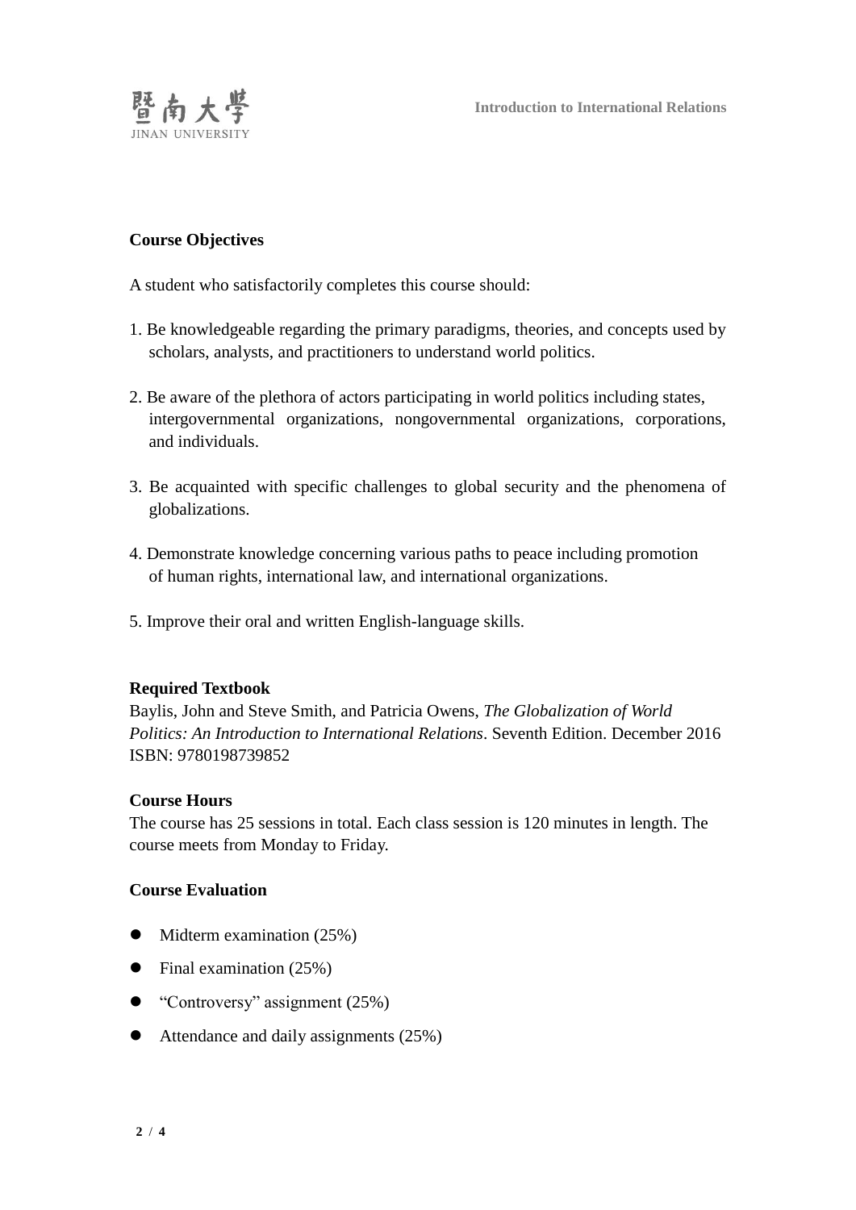**Course Objectives**

A student who satisfactorily completes this course should:

1. Be knowledgeable regarding the primary paradigms, theories, and concepts used by scholars, analysts, and practitioners to understand world politics.

2. Be aware of the plethora of actors participating in world politics including states, intergovernmental organizations, nongovernmental organizations, corporations, and individuals.

3. Be acquainted with specific challenges to global security and the phenomena of globalizations.

4. Demonstrate knowledge concerning various paths to peace including promotion of human rights, international law, and international organizations.

5. Improve their oral and written English-language skills.

**Required Textbook**

Baylis, John and Steve Smith, and Patricia Owens, *The Globalization of World Politics: An Introduction to International Relations*. Seventh Edition. December 2016 ISBN: 9780198739852

**Course Hours**

The course has 25 sessions in total. Each class session is 120 minutes in length. The course meets from Monday to Friday.

**Course Evaluation**

- Midterm examination (25%)
- Final examination (25%)
- "Controversy" assignment (25%)
- Attendance and daily assignments (25%)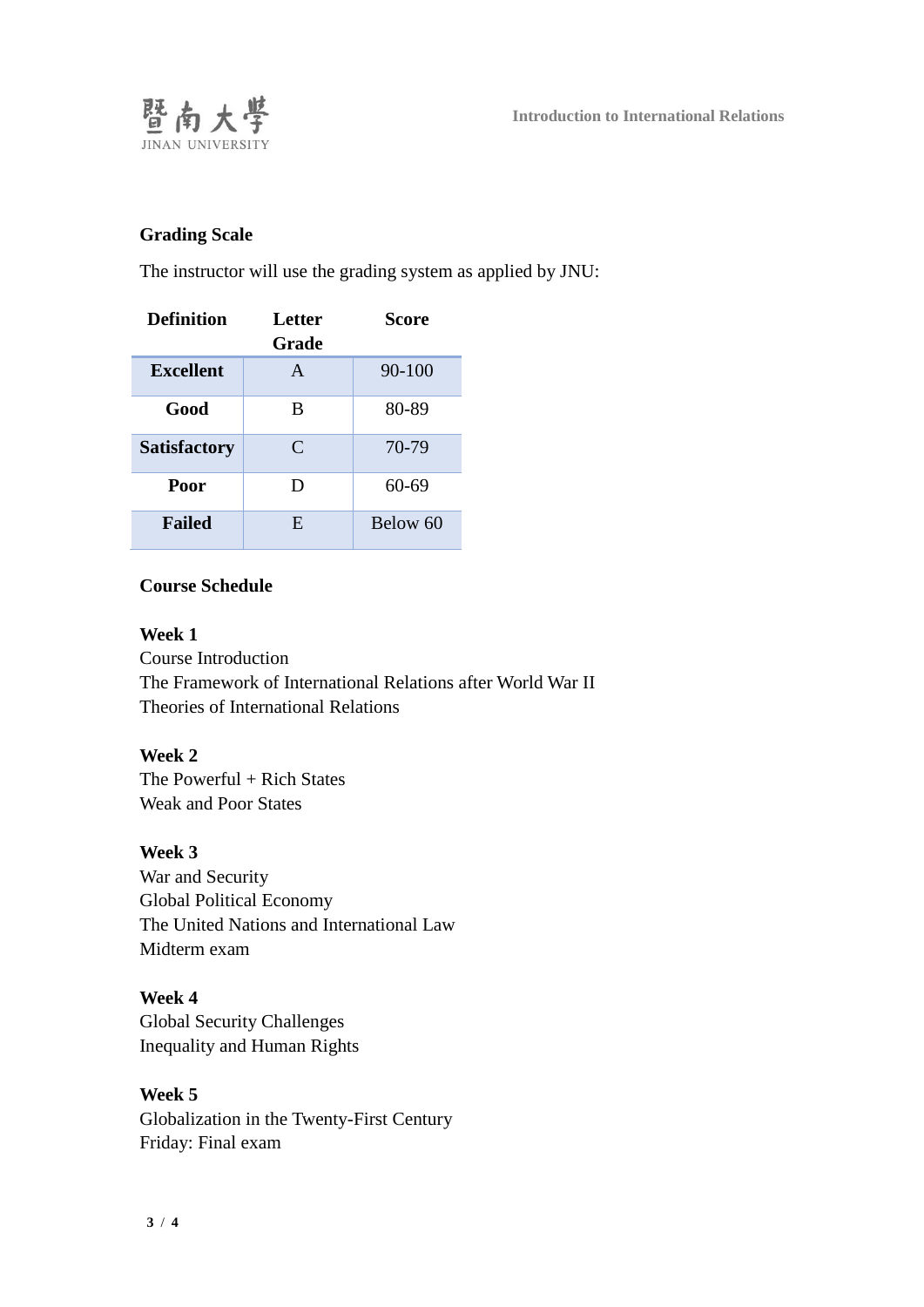## Grading Scale

The instructor will use the grading system as applied by JNU:

| Definition | Letter Grade | Score |
|---|---|---|
| **Excellent** | A | 90-100 |
| **Good** | B | 80-89 |
| **Satisfactory** | C | 70-79 |
| **Poor** | D | 60-69 |
| **Failed** | E | Below 60 |

## Course Schedule

**Week 1**
Course Introduction
The Framework of International Relations after World War II
Theories of International Relations

**Week 2**
The Powerful + Rich States
Weak and Poor States

**Week 3**
War and Security
Global Political Economy
The United Nations and International Law
Midterm exam

**Week 4**
Global Security Challenges
Inequality and Human Rights

**Week 5**
Globalization in the Twenty-First Century
Friday: Final exam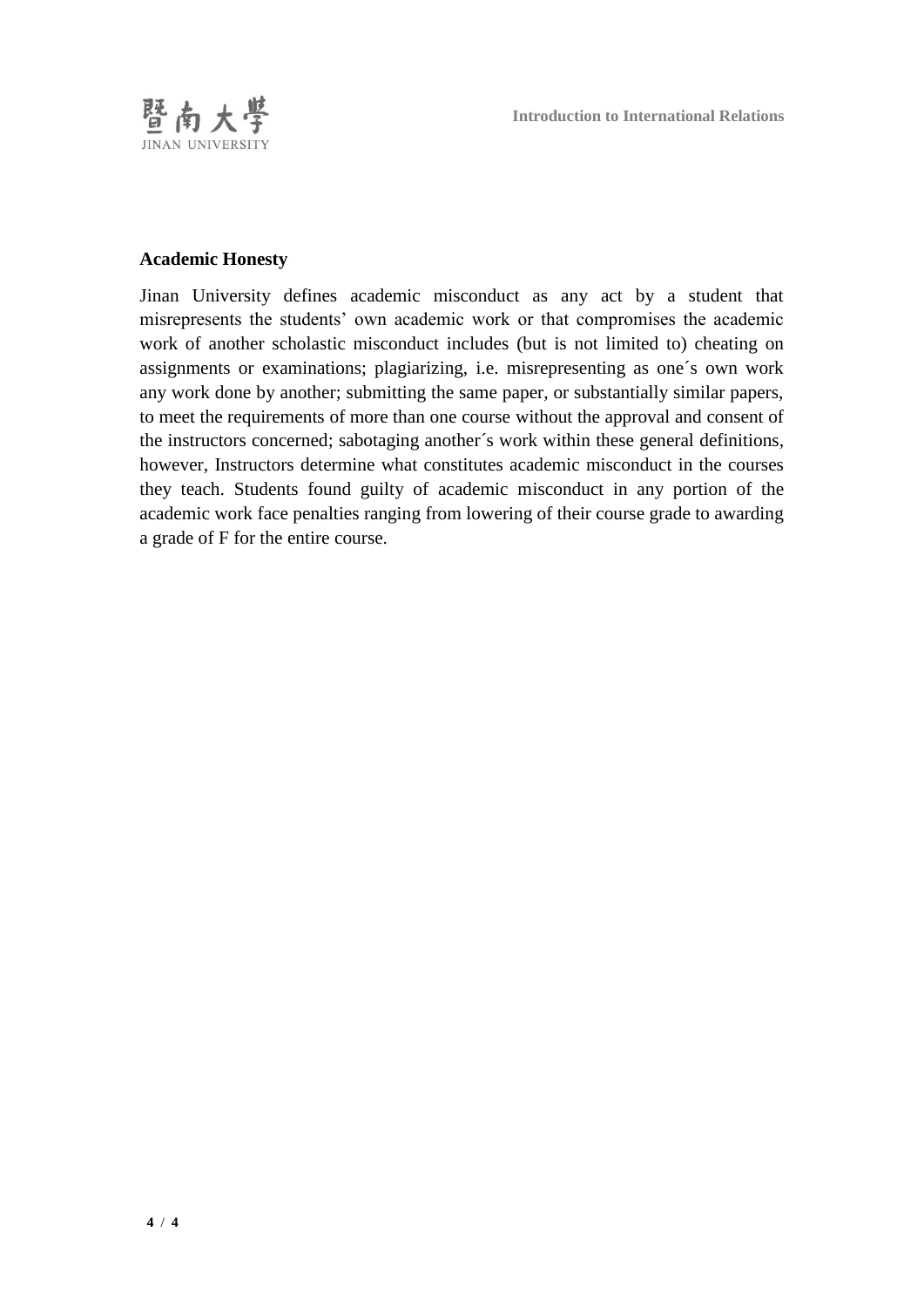**Academic Honesty**

Jinan University defines academic misconduct as any act by a student that misrepresents the students' own academic work or that compromises the academic work of another scholastic misconduct includes (but is not limited to) cheating on assignments or examinations; plagiarizing, i.e. misrepresenting as one´s own work any work done by another; submitting the same paper, or substantially similar papers, to meet the requirements of more than one course without the approval and consent of the instructors concerned; sabotaging another´s work within these general definitions, however, Instructors determine what constitutes academic misconduct in the courses they teach. Students found guilty of academic misconduct in any portion of the academic work face penalties ranging from lowering of their course grade to awarding a grade of F for the entire course.